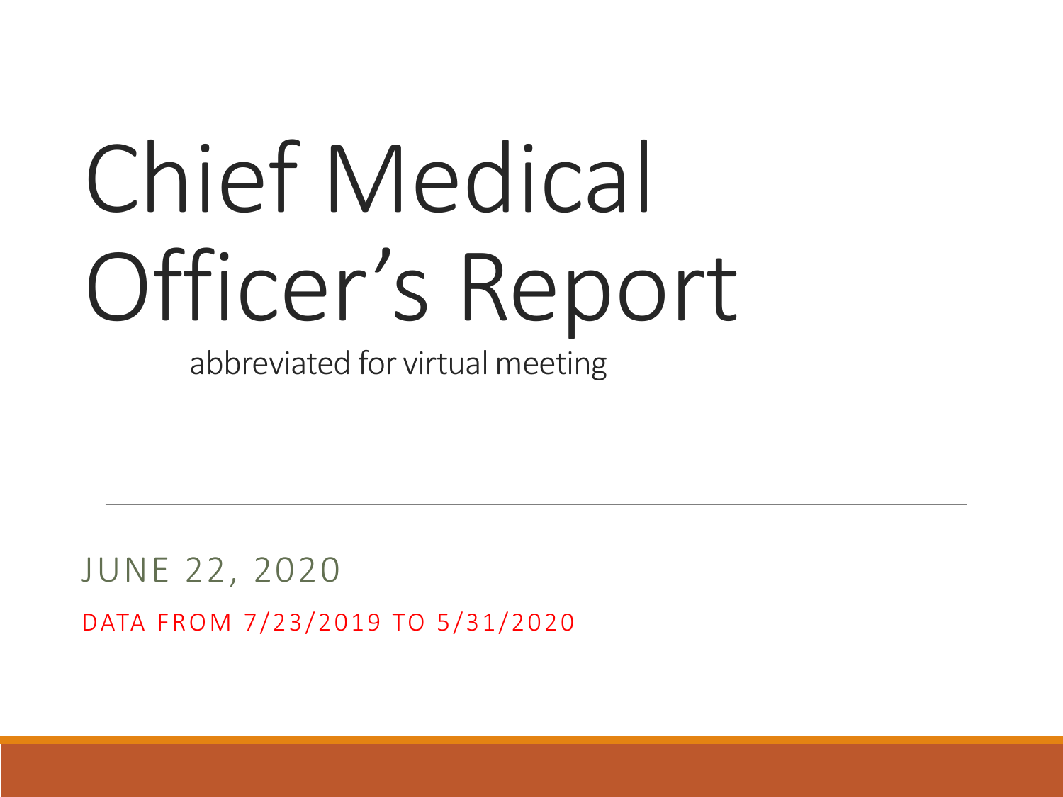# Chief Medical Officer's Report

abbreviated for virtual meeting

JUNE 22, 2020

DATA FROM 7/23/2019 TO 5/31/2020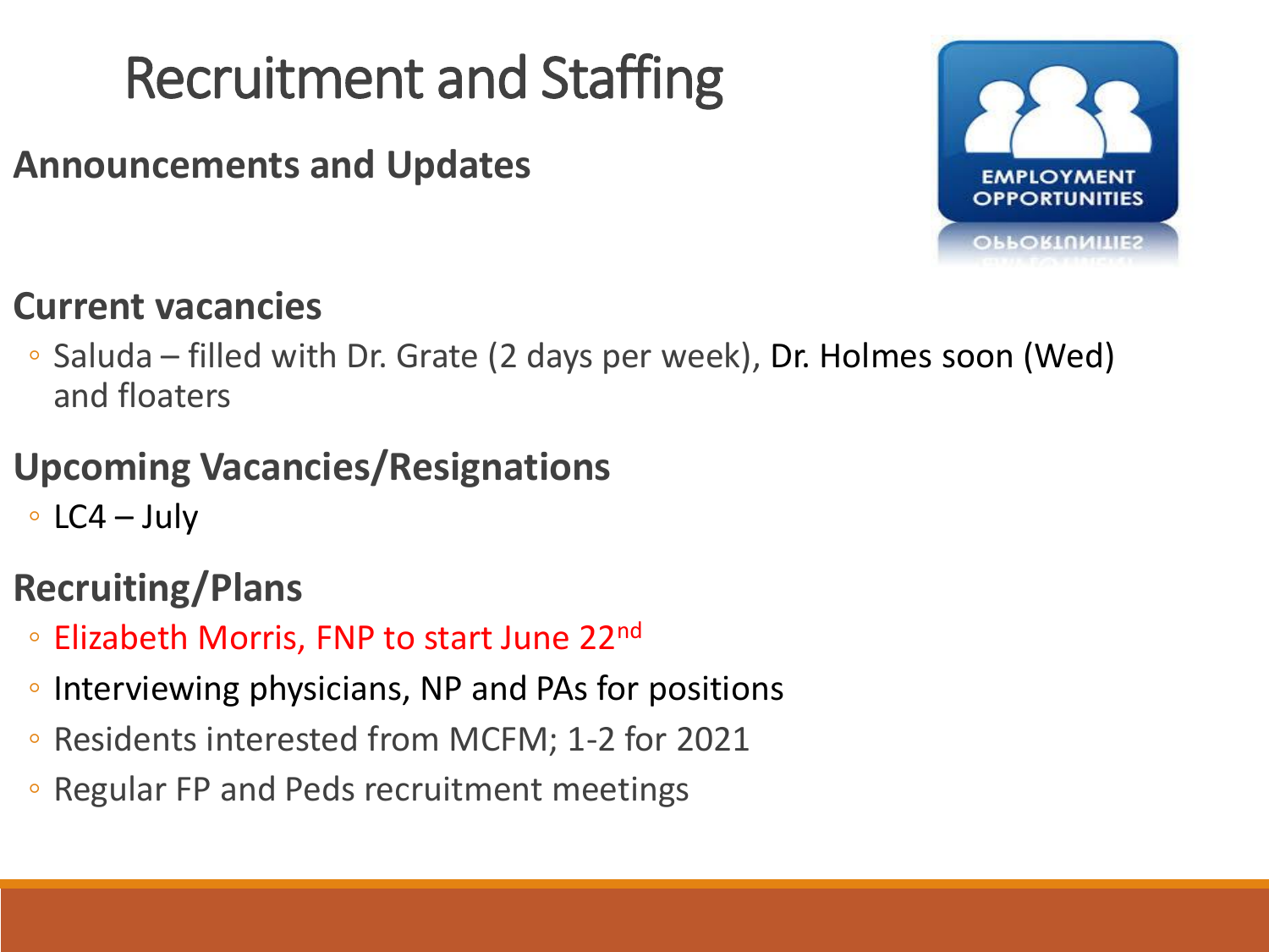# Recruitment and Staffing

**Announcements and Updates**

## Current vacancies

- Saluda – filled with Dr. Grate (2 days per week), Dr. Holmes soon (Wed) and floaters

## Upcoming Vacancies/Resignations

- LC4 – July

## Recruiting/Plans

- Elizabeth Morris, FNP to start June 22nd
- Interviewing physicians, NP and PAs for positions
- Residents interested from MCFM; 1-2 for 2021
- Regular FP and Peds recruitment meetings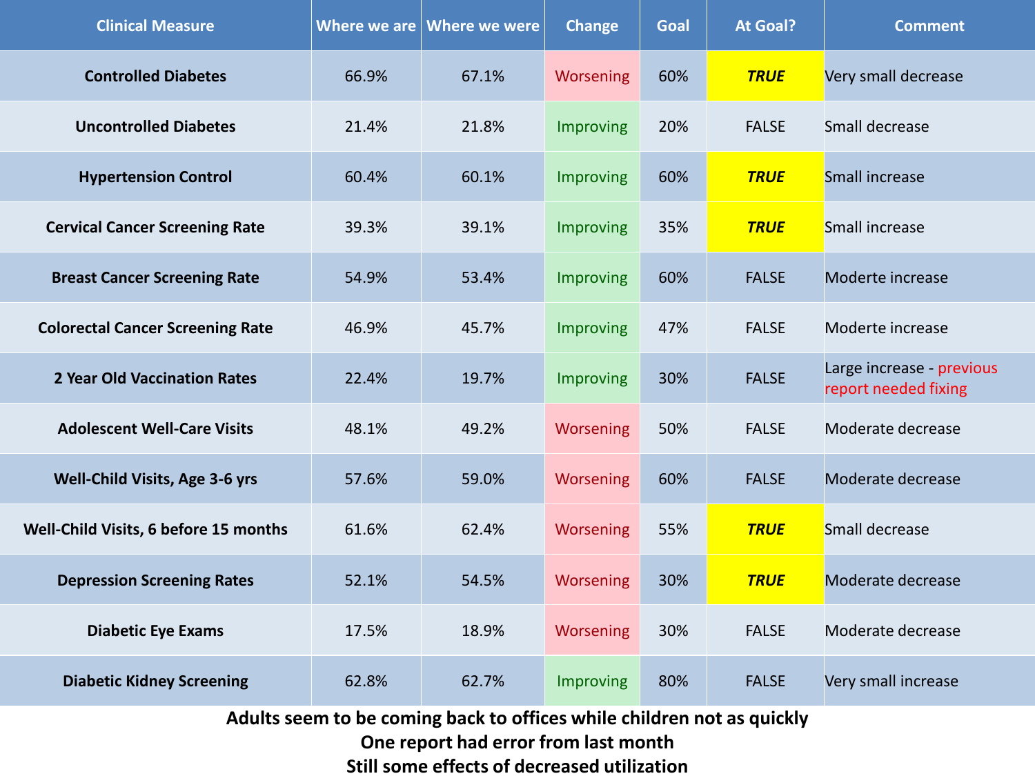| Clinical Measure | Where we are | Where we were | Change | Goal | At Goal? | Comment |
|---|---|---|---|---|---|---|
| **Controlled Diabetes** | 66.9% | 67.1% | Worsening | 60% | ***TRUE*** | Very small decrease |
| **Uncontrolled Diabetes** | 21.4% | 21.8% | Improving | 20% | FALSE | Small decrease |
| **Hypertension Control** | 60.4% | 60.1% | Improving | 60% | ***TRUE*** | Small increase |
| **Cervical Cancer Screening Rate** | 39.3% | 39.1% | Improving | 35% | ***TRUE*** | Small increase |
| **Breast Cancer Screening Rate** | 54.9% | 53.4% | Improving | 60% | FALSE | Moderte increase |
| **Colorectal Cancer Screening Rate** | 46.9% | 45.7% | Improving | 47% | FALSE | Moderte increase |
| **2 Year Old Vaccination Rates** | 22.4% | 19.7% | Improving | 30% | FALSE | Large increase - previous report needed fixing |
| **Adolescent Well-Care Visits** | 48.1% | 49.2% | Worsening | 50% | FALSE | Moderate decrease |
| **Well-Child Visits, Age 3-6 yrs** | 57.6% | 59.0% | Worsening | 60% | FALSE | Moderate decrease |
| **Well-Child Visits, 6 before 15 months** | 61.6% | 62.4% | Worsening | 55% | ***TRUE*** | Small decrease |
| **Depression Screening Rates** | 52.1% | 54.5% | Worsening | 30% | ***TRUE*** | Moderate decrease |
| **Diabetic Eye Exams** | 17.5% | 18.9% | Worsening | 30% | FALSE | Moderate decrease |
| **Diabetic Kidney Screening** | 62.8% | 62.7% | Improving | 80% | FALSE | Very small increase |

**Adults seem to be coming back to offices while children not as quickly**
**One report had error from last month**
**Still some effects of decreased utilization**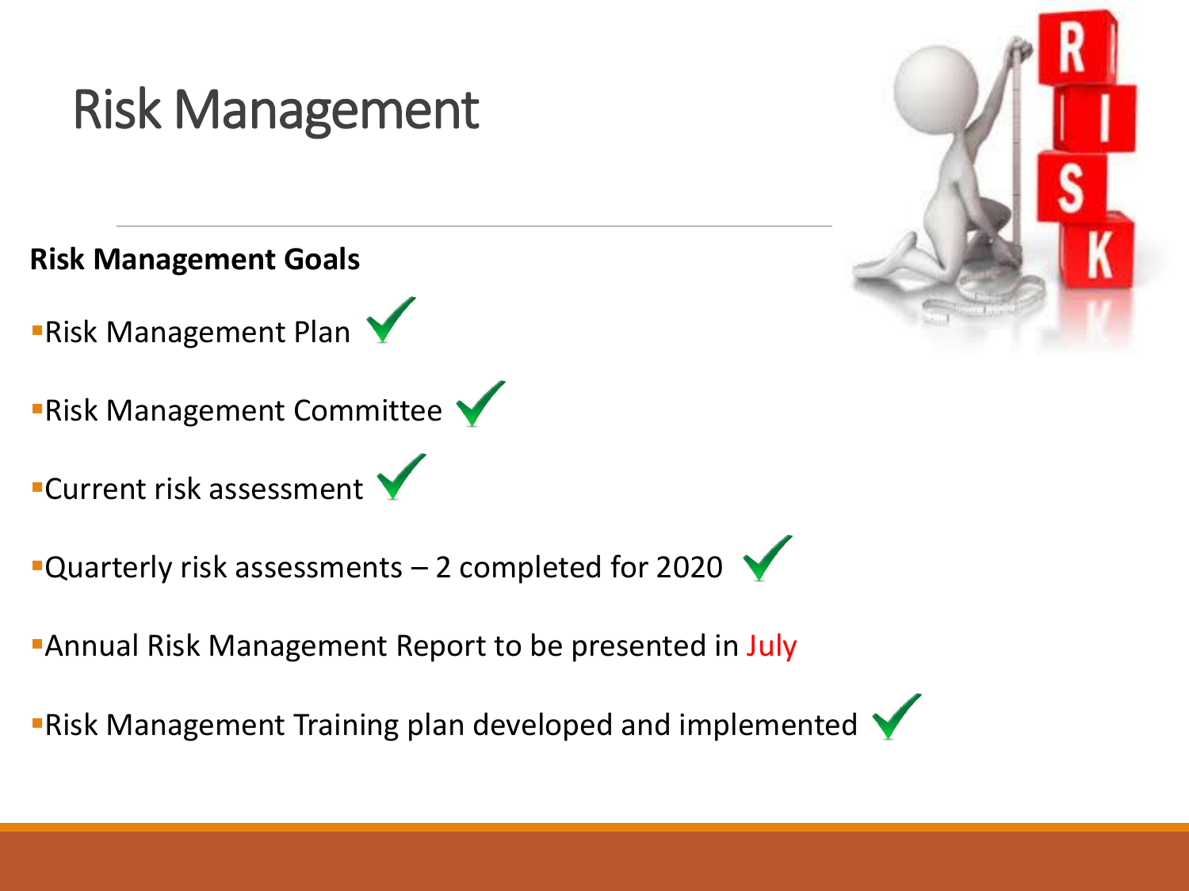# Risk Management

**Risk Management Goals**

- Risk Management Plan ✓
- Risk Management Committee ✓
- Current risk assessment ✓
- Quarterly risk assessments – 2 completed for 2020 ✓
- Annual Risk Management Report to be presented in July
- Risk Management Training plan developed and implemented ✓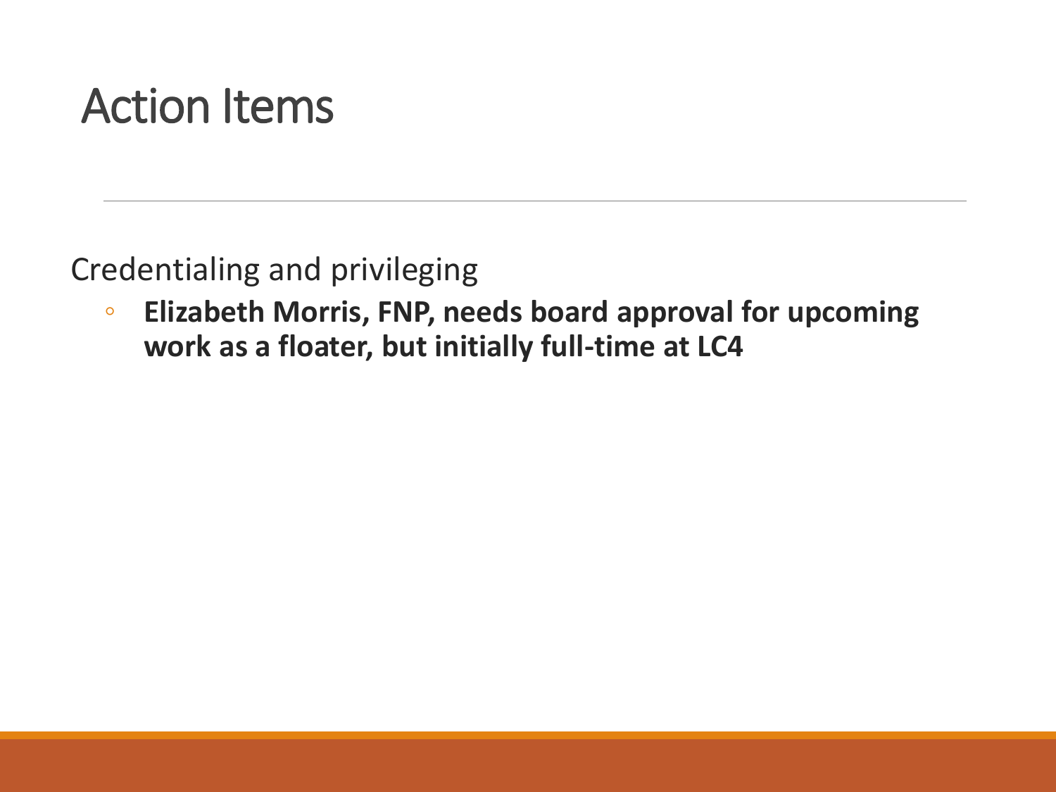# Action Items

Credentialing and privileging

- **Elizabeth Morris, FNP, needs board approval for upcoming work as a floater, but initially full-time at LC4**